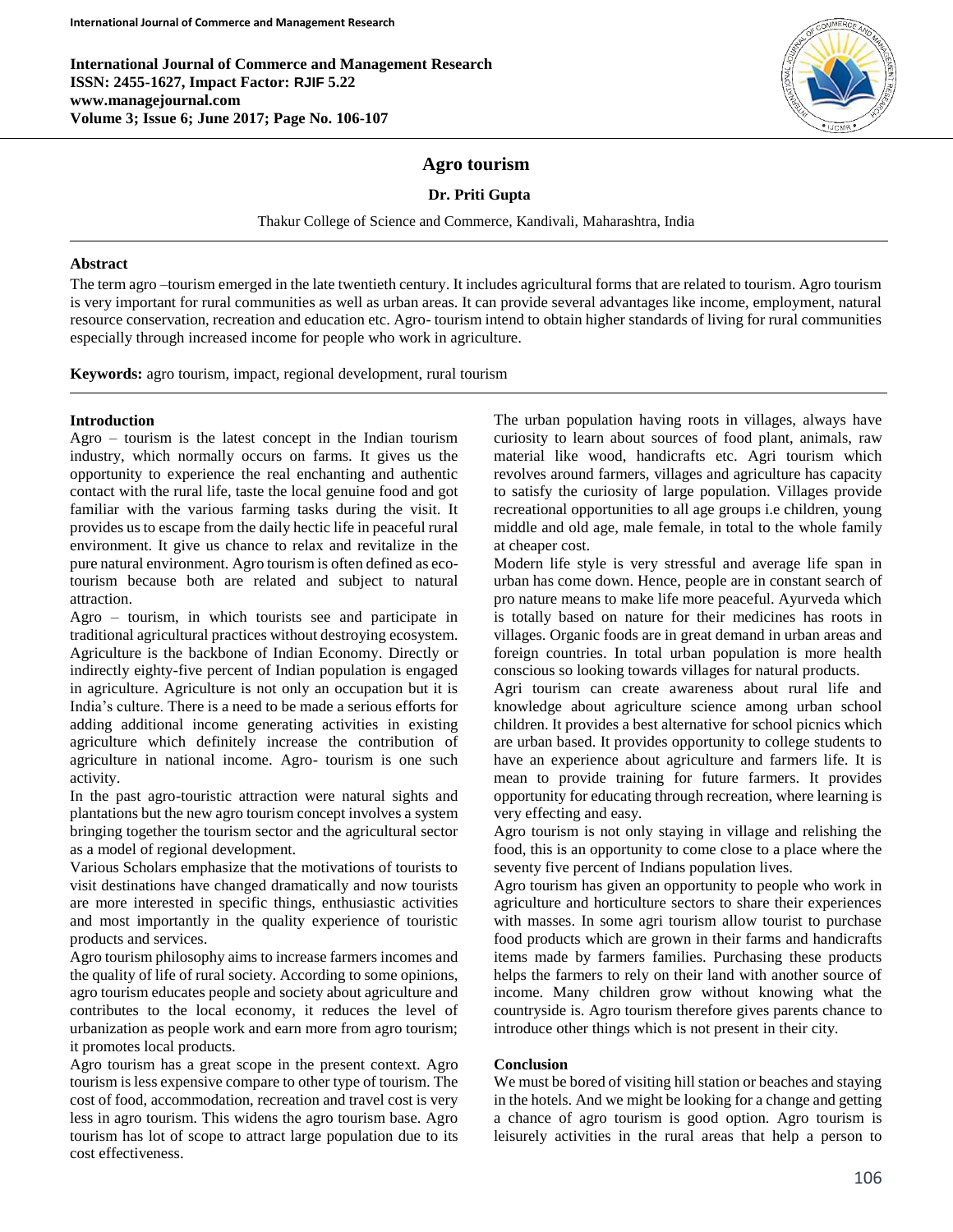# Agro tourism

**Dr. Priti Gupta**

Thakur College of Science and Commerce, Kandivali, Maharashtra, India

## Abstract

The term agro –tourism emerged in the late twentieth century. It includes agricultural forms that are related to tourism. Agro tourism is very important for rural communities as well as urban areas. It can provide several advantages like income, employment, natural resource conservation, recreation and education etc. Agro- tourism intend to obtain higher standards of living for rural communities especially through increased income for people who work in agriculture.

**Keywords:** agro tourism, impact, regional development, rural tourism

## Introduction

Agro – tourism is the latest concept in the Indian tourism industry, which normally occurs on farms. It gives us the opportunity to experience the real enchanting and authentic contact with the rural life, taste the local genuine food and got familiar with the various farming tasks during the visit. It provides us to escape from the daily hectic life in peaceful rural environment. It give us chance to relax and revitalize in the pure natural environment. Agro tourism is often defined as eco-tourism because both are related and subject to natural attraction.

Agro – tourism, in which tourists see and participate in traditional agricultural practices without destroying ecosystem. Agriculture is the backbone of Indian Economy. Directly or indirectly eighty-five percent of Indian population is engaged in agriculture. Agriculture is not only an occupation but it is India's culture. There is a need to be made a serious efforts for adding additional income generating activities in existing agriculture which definitely increase the contribution of agriculture in national income. Agro- tourism is one such activity.

In the past agro-touristic attraction were natural sights and plantations but the new agro tourism concept involves a system bringing together the tourism sector and the agricultural sector as a model of regional development.

Various Scholars emphasize that the motivations of tourists to visit destinations have changed dramatically and now tourists are more interested in specific things, enthusiastic activities and most importantly in the quality experience of touristic products and services.

Agro tourism philosophy aims to increase farmers incomes and the quality of life of rural society. According to some opinions, agro tourism educates people and society about agriculture and contributes to the local economy, it reduces the level of urbanization as people work and earn more from agro tourism; it promotes local products.

Agro tourism has a great scope in the present context. Agro tourism is less expensive compare to other type of tourism. The cost of food, accommodation, recreation and travel cost is very less in agro tourism. This widens the agro tourism base. Agro tourism has lot of scope to attract large population due to its cost effectiveness.

The urban population having roots in villages, always have curiosity to learn about sources of food plant, animals, raw material like wood, handicrafts etc. Agri tourism which revolves around farmers, villages and agriculture has capacity to satisfy the curiosity of large population. Villages provide recreational opportunities to all age groups i.e children, young middle and old age, male female, in total to the whole family at cheaper cost.

Modern life style is very stressful and average life span in urban has come down. Hence, people are in constant search of pro nature means to make life more peaceful. Ayurveda which is totally based on nature for their medicines has roots in villages. Organic foods are in great demand in urban areas and foreign countries. In total urban population is more health conscious so looking towards villages for natural products.

Agri tourism can create awareness about rural life and knowledge about agriculture science among urban school children. It provides a best alternative for school picnics which are urban based. It provides opportunity to college students to have an experience about agriculture and farmers life. It is mean to provide training for future farmers. It provides opportunity for educating through recreation, where learning is very effecting and easy.

Agro tourism is not only staying in village and relishing the food, this is an opportunity to come close to a place where the seventy five percent of Indians population lives.

Agro tourism has given an opportunity to people who work in agriculture and horticulture sectors to share their experiences with masses. In some agri tourism allow tourist to purchase food products which are grown in their farms and handicrafts items made by farmers families. Purchasing these products helps the farmers to rely on their land with another source of income. Many children grow without knowing what the countryside is. Agro tourism therefore gives parents chance to introduce other things which is not present in their city.

## Conclusion

We must be bored of visiting hill station or beaches and staying in the hotels. And we might be looking for a change and getting a chance of agro tourism is good option. Agro tourism is leisurely activities in the rural areas that help a person to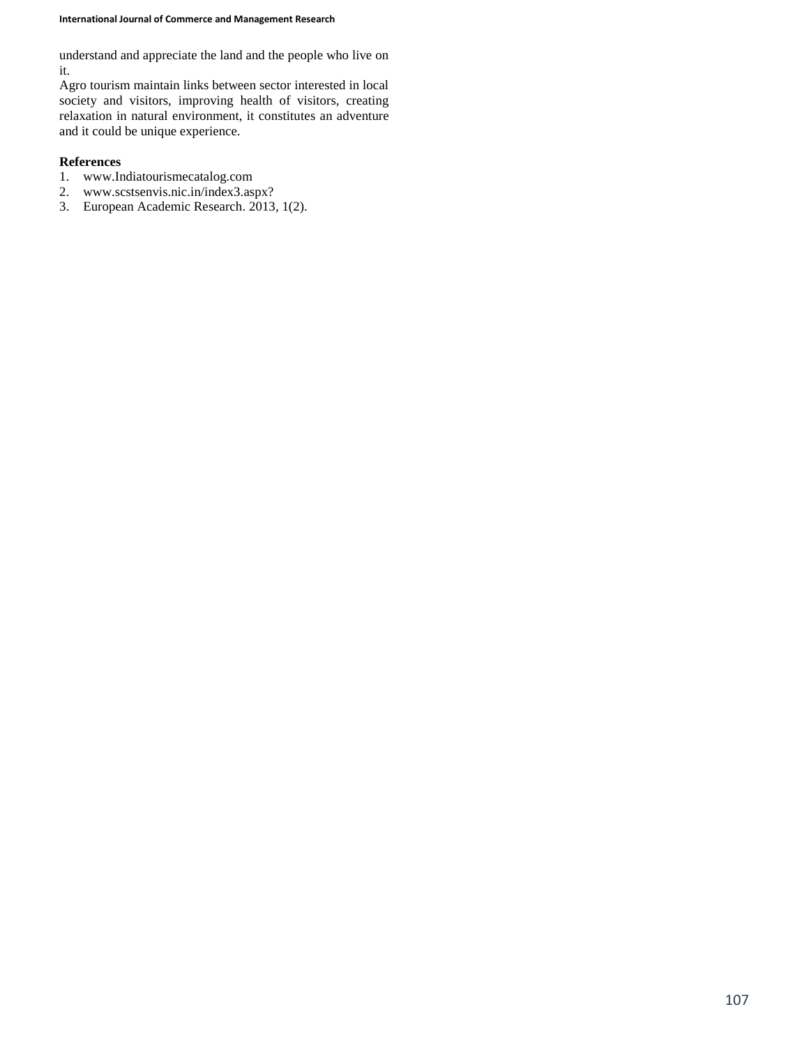understand and appreciate the land and the people who live on it.

Agro tourism maintain links between sector interested in local society and visitors, improving health of visitors, creating relaxation in natural environment, it constitutes an adventure and it could be unique experience.

**References**

1. www.Indiatourismecatalog.com
2. www.scstsenvis.nic.in/index3.aspx?
3. European Academic Research. 2013, 1(2).